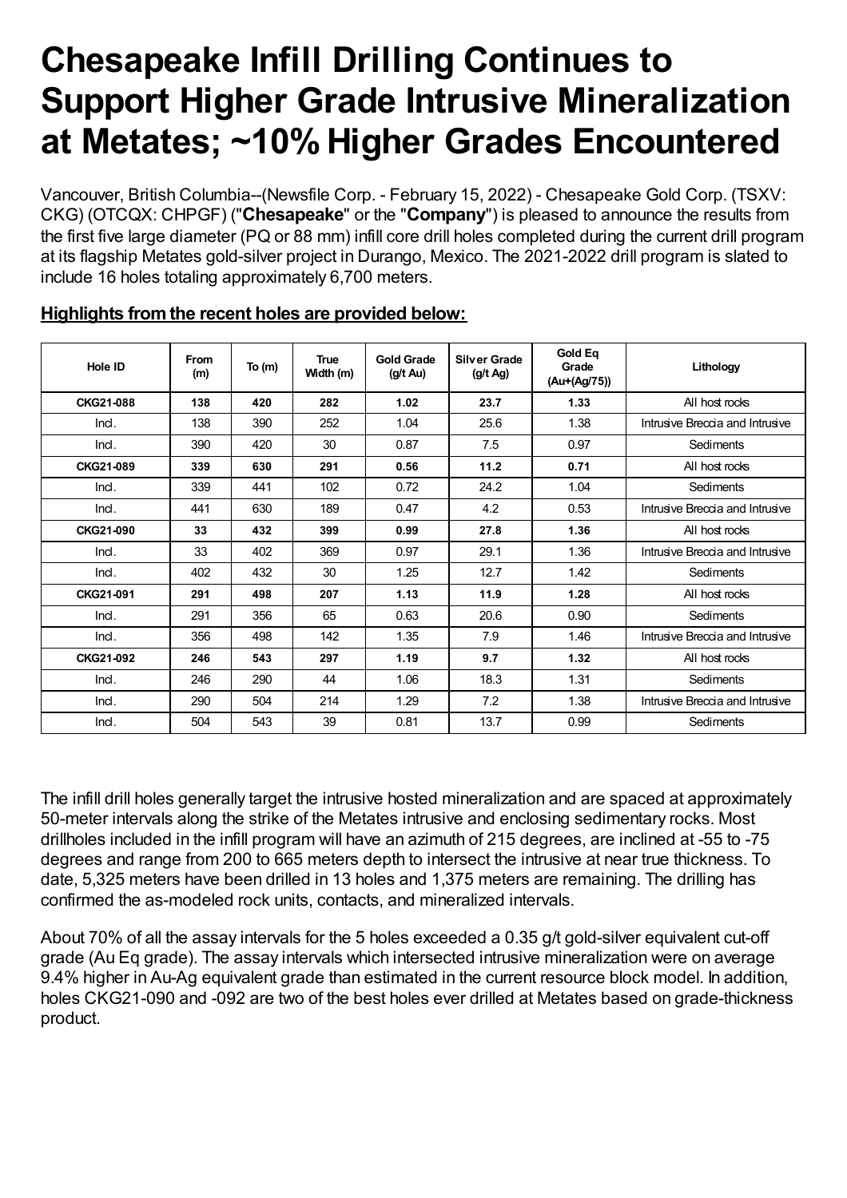# Chesapeake Infill Drilling Continues to Support Higher Grade Intrusive Mineralization at Metates; ~10% Higher Grades Encountered

Vancouver, British Columbia--(Newsfile Corp. - February 15, 2022) - Chesapeake Gold Corp. (TSXV: CKG) (OTCQX: CHPGF) ("**Chesapeake**" or the "**Company**") is pleased to announce the results from the first five large diameter (PQ or 88 mm) infill core drill holes completed during the current drill program at its flagship Metates gold-silver project in Durango, Mexico. The 2021-2022 drill program is slated to include 16 holes totaling approximately 6,700 meters.

**Highlights from the recent holes are provided below:**

| Hole ID | From (m) | To (m) | True Width (m) | Gold Grade (g/t Au) | Silver Grade (g/t Ag) | Gold Eq Grade (Au+(Ag/75)) | Lithology |
|---|---|---|---|---|---|---|---|
| **CKG21-088** | **138** | **420** | **282** | **1.02** | **23.7** | **1.33** | All host rocks |
| Incl. | 138 | 390 | 252 | 1.04 | 25.6 | 1.38 | Intrusive Breccia and Intrusive |
| Incl. | 390 | 420 | 30 | 0.87 | 7.5 | 0.97 | Sediments |
| **CKG21-089** | **339** | **630** | **291** | **0.56** | **11.2** | **0.71** | All host rocks |
| Incl. | 339 | 441 | 102 | 0.72 | 24.2 | 1.04 | Sediments |
| Incl. | 441 | 630 | 189 | 0.47 | 4.2 | 0.53 | Intrusive Breccia and Intrusive |
| **CKG21-090** | **33** | **432** | **399** | **0.99** | **27.8** | **1.36** | All host rocks |
| Incl. | 33 | 402 | 369 | 0.97 | 29.1 | 1.36 | Intrusive Breccia and Intrusive |
| Incl. | 402 | 432 | 30 | 1.25 | 12.7 | 1.42 | Sediments |
| **CKG21-091** | **291** | **498** | **207** | **1.13** | **11.9** | **1.28** | All host rocks |
| Incl. | 291 | 356 | 65 | 0.63 | 20.6 | 0.90 | Sediments |
| Incl. | 356 | 498 | 142 | 1.35 | 7.9 | 1.46 | Intrusive Breccia and Intrusive |
| **CKG21-092** | **246** | **543** | **297** | **1.19** | **9.7** | **1.32** | All host rocks |
| Incl. | 246 | 290 | 44 | 1.06 | 18.3 | 1.31 | Sediments |
| Incl. | 290 | 504 | 214 | 1.29 | 7.2 | 1.38 | Intrusive Breccia and Intrusive |
| Incl. | 504 | 543 | 39 | 0.81 | 13.7 | 0.99 | Sediments |

The infill drill holes generally target the intrusive hosted mineralization and are spaced at approximately 50-meter intervals along the strike of the Metates intrusive and enclosing sedimentary rocks. Most drillholes included in the infill program will have an azimuth of 215 degrees, are inclined at -55 to -75 degrees and range from 200 to 665 meters depth to intersect the intrusive at near true thickness. To date, 5,325 meters have been drilled in 13 holes and 1,375 meters are remaining. The drilling has confirmed the as-modeled rock units, contacts, and mineralized intervals.

About 70% of all the assay intervals for the 5 holes exceeded a 0.35 g/t gold-silver equivalent cut-off grade (Au Eq grade). The assay intervals which intersected intrusive mineralization were on average 9.4% higher in Au-Ag equivalent grade than estimated in the current resource block model. In addition, holes CKG21-090 and -092 are two of the best holes ever drilled at Metates based on grade-thickness product.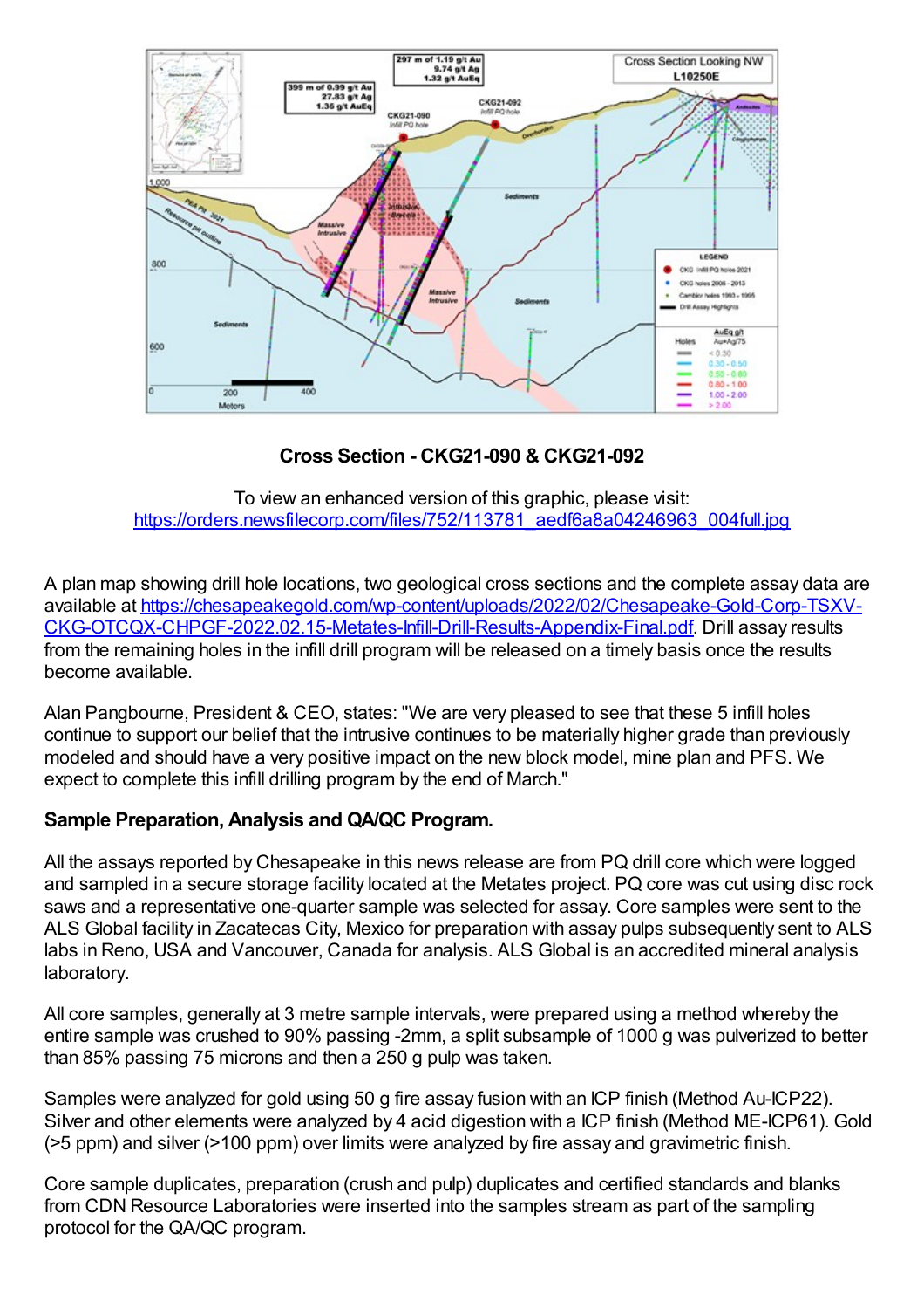**Cross Section - CKG21-090 & CKG21-092**

To view an enhanced version of this graphic, please visit:
https://orders.newsfilecorp.com/files/752/113781_aedf6a8a04246963_004full.jpg

A plan map showing drill hole locations, two geological cross sections and the complete assay data are available at https://chesapeakegold.com/wp-content/uploads/2022/02/Chesapeake-Gold-Corp-TSXV-CKG-OTCQX-CHPGF-2022.02.15-Metates-Infill-Drill-Results-Appendix-Final.pdf. Drill assay results from the remaining holes in the infill drill program will be released on a timely basis once the results become available.

Alan Pangbourne, President & CEO, states: "We are very pleased to see that these 5 infill holes continue to support our belief that the intrusive continues to be materially higher grade than previously modeled and should have a very positive impact on the new block model, mine plan and PFS. We expect to complete this infill drilling program by the end of March."

**Sample Preparation, Analysis and QA/QC Program.**

All the assays reported by Chesapeake in this news release are from PQ drill core which were logged and sampled in a secure storage facility located at the Metates project. PQ core was cut using disc rock saws and a representative one-quarter sample was selected for assay. Core samples were sent to the ALS Global facility in Zacatecas City, Mexico for preparation with assay pulps subsequently sent to ALS labs in Reno, USA and Vancouver, Canada for analysis. ALS Global is an accredited mineral analysis laboratory.

All core samples, generally at 3 metre sample intervals, were prepared using a method whereby the entire sample was crushed to 90% passing -2mm, a split subsample of 1000 g was pulverized to better than 85% passing 75 microns and then a 250 g pulp was taken.

Samples were analyzed for gold using 50 g fire assay fusion with an ICP finish (Method Au-ICP22). Silver and other elements were analyzed by 4 acid digestion with a ICP finish (Method ME-ICP61). Gold (>5 ppm) and silver (>100 ppm) over limits were analyzed by fire assay and gravimetric finish.

Core sample duplicates, preparation (crush and pulp) duplicates and certified standards and blanks from CDN Resource Laboratories were inserted into the samples stream as part of the sampling protocol for the QA/QC program.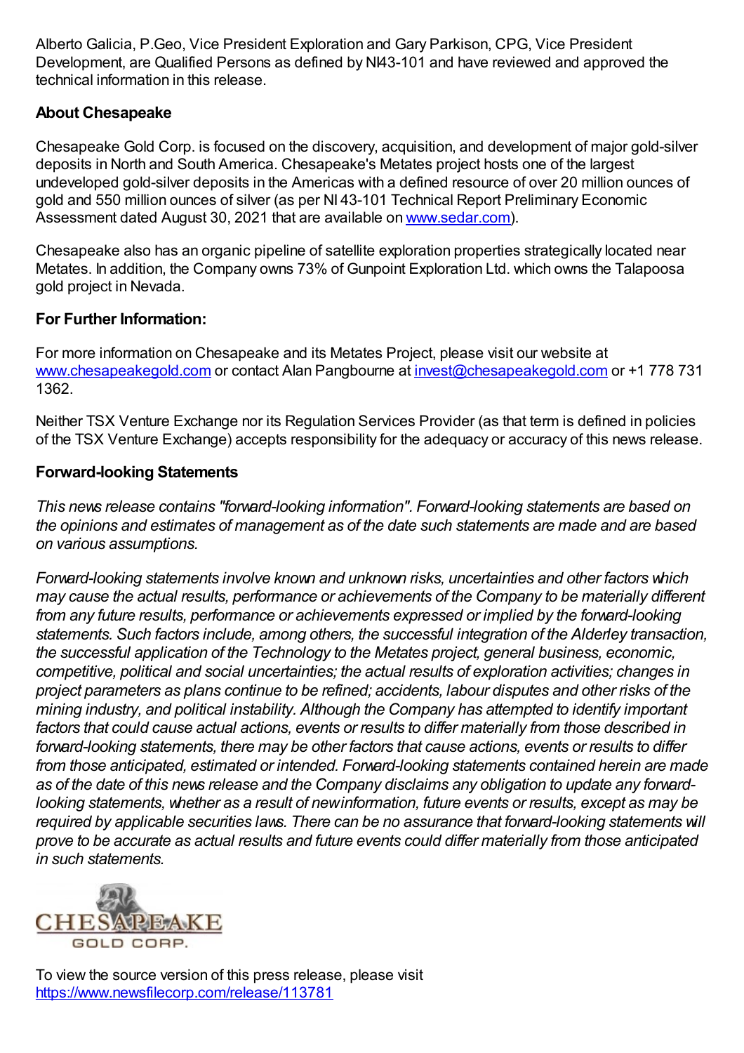Alberto Galicia, P.Geo, Vice President Exploration and Gary Parkison, CPG, Vice President Development, are Qualified Persons as defined by NI43-101 and have reviewed and approved the technical information in this release.

## About Chesapeake

Chesapeake Gold Corp. is focused on the discovery, acquisition, and development of major gold-silver deposits in North and South America. Chesapeake's Metates project hosts one of the largest undeveloped gold-silver deposits in the Americas with a defined resource of over 20 million ounces of gold and 550 million ounces of silver (as per NI 43-101 Technical Report Preliminary Economic Assessment dated August 30, 2021 that are available on [www.sedar.com](www.sedar.com)).

Chesapeake also has an organic pipeline of satellite exploration properties strategically located near Metates. In addition, the Company owns 73% of Gunpoint Exploration Ltd. which owns the Talapoosa gold project in Nevada.

## For Further Information:

For more information on Chesapeake and its Metates Project, please visit our website at [www.chesapeakegold.com](www.chesapeakegold.com) or contact Alan Pangbourne at [invest@chesapeakegold.com](mailto:invest@chesapeakegold.com) or +1 778 731 1362.

Neither TSX Venture Exchange nor its Regulation Services Provider (as that term is defined in policies of the TSX Venture Exchange) accepts responsibility for the adequacy or accuracy of this news release.

## Forward-looking Statements

*This news release contains "forward-looking information". Forward-looking statements are based on the opinions and estimates of management as of the date such statements are made and are based on various assumptions.*

*Forward-looking statements involve known and unknown risks, uncertainties and other factors which may cause the actual results, performance or achievements of the Company to be materially different from any future results, performance or achievements expressed or implied by the forward-looking statements. Such factors include, among others, the successful integration of the Alderley transaction, the successful application of the Technology to the Metates project, general business, economic, competitive, political and social uncertainties; the actual results of exploration activities; changes in project parameters as plans continue to be refined; accidents, labour disputes and other risks of the mining industry, and political instability. Although the Company has attempted to identify important factors that could cause actual actions, events or results to differ materially from those described in forward-looking statements, there may be other factors that cause actions, events or results to differ from those anticipated, estimated or intended. Forward-looking statements contained herein are made as of the date of this news release and the Company disclaims any obligation to update any forward-looking statements, whether as a result of new information, future events or results, except as may be required by applicable securities laws. There can be no assurance that forward-looking statements will prove to be accurate as actual results and future events could differ materially from those anticipated in such statements.*

CHESAPEAKE GOLD CORP.

To view the source version of this press release, please visit [https://www.newsfilecorp.com/release/113781](https://www.newsfilecorp.com/release/113781)